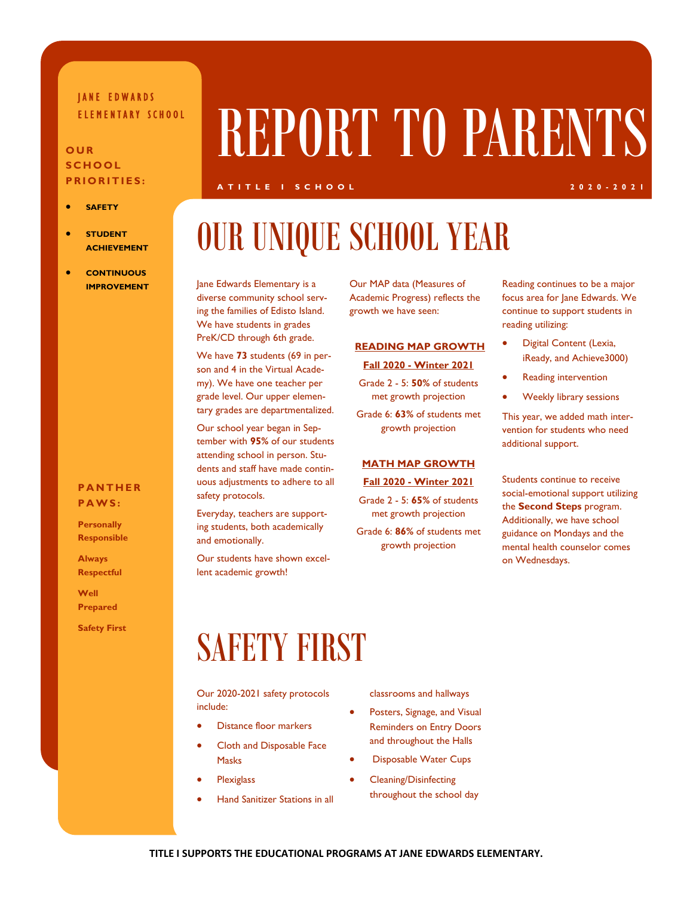Jane Edwards Elementary School

# REPORT TO PARENTS

A TITLE I SCHOOL 2020-2021

**OUR SCHOOL PRIORITIES:**

- **SAFETY**
- **STUDENT ACHIEVEMENT**
- **CONTINUOUS IMPROVEMENT**

**PANTHER PAWS:**

**Personally Responsible**

**Always Respectful**

**Well Prepared**

**Safety First**

## OUR UNIQUE SCHOOL YEAR

Jane Edwards Elementary is a diverse community school serving the families of Edisto Island. We have students in grades PreK/CD through 6th grade.

We have **73** students (69 in person and 4 in the Virtual Academy). We have one teacher per grade level. Our upper elementary grades are departmentalized.

Our school year began in September with **95%** of our students attending school in person. Students and staff have made continuous adjustments to adhere to all safety protocols.

Everyday, teachers are supporting students, both academically and emotionally.

Our students have shown excellent academic growth!

Our MAP data (Measures of Academic Progress) reflects the growth we have seen:

**READING MAP GROWTH**

**Fall 2020 - Winter 2021**

Grade 2 - 5: **50%** of students met growth projection

Grade 6: **63%** of students met growth projection

**MATH MAP GROWTH**

**Fall 2020 - Winter 2021**

Grade 2 - 5: **65%** of students met growth projection

Grade 6: **86%** of students met growth projection

Reading continues to be a major focus area for Jane Edwards. We continue to support students in reading utilizing:

- Digital Content (Lexia, iReady, and Achieve3000)
- Reading intervention
- Weekly library sessions

This year, we added math intervention for students who need additional support.

Students continue to receive social-emotional support utilizing the **Second Steps** program. Additionally, we have school guidance on Mondays and the mental health counselor comes on Wednesdays.

## SAFETY FIRST

Our 2020-2021 safety protocols include:

- Distance floor markers
- Cloth and Disposable Face Masks
- Plexiglass
- Hand Sanitizer Stations in all classrooms and hallways
- Posters, Signage, and Visual Reminders on Entry Doors and throughout the Halls
- Disposable Water Cups
- Cleaning/Disinfecting throughout the school day

**TITLE I SUPPORTS THE EDUCATIONAL PROGRAMS AT JANE EDWARDS ELEMENTARY.**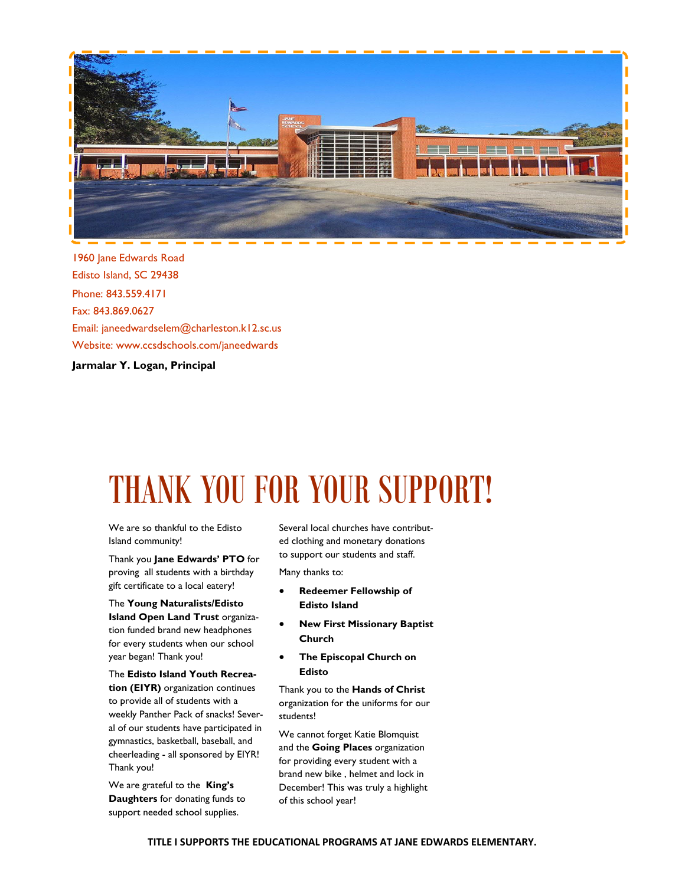1960 Jane Edwards Road
Edisto Island, SC 29438
Phone: 843.559.4171
Fax: 843.869.0627
Email: janeedwardselem@charleston.k12.sc.us
Website: www.ccsdschools.com/janeedwards

**Jarmalar Y. Logan, Principal**

# THANK YOU FOR YOUR SUPPORT!

We are so thankful to the Edisto Island community!

Thank you **Jane Edwards' PTO** for proving all students with a birthday gift certificate to a local eatery!

The **Young Naturalists/Edisto Island Open Land Trust** organization funded brand new headphones for every students when our school year began! Thank you!

The **Edisto Island Youth Recreation (EIYR)** organization continues to provide all of students with a weekly Panther Pack of snacks! Several of our students have participated in gymnastics, basketball, baseball, and cheerleading - all sponsored by EIYR! Thank you!

We are grateful to the **King's Daughters** for donating funds to support needed school supplies.

Several local churches have contributed clothing and monetary donations to support our students and staff.

Many thanks to:

- **Redeemer Fellowship of Edisto Island**
- **New First Missionary Baptist Church**
- **The Episcopal Church on Edisto**

Thank you to the **Hands of Christ** organization for the uniforms for our students!

We cannot forget Katie Blomquist and the **Going Places** organization for providing every student with a brand new bike , helmet and lock in December! This was truly a highlight of this school year!

**TITLE I SUPPORTS THE EDUCATIONAL PROGRAMS AT JANE EDWARDS ELEMENTARY.**